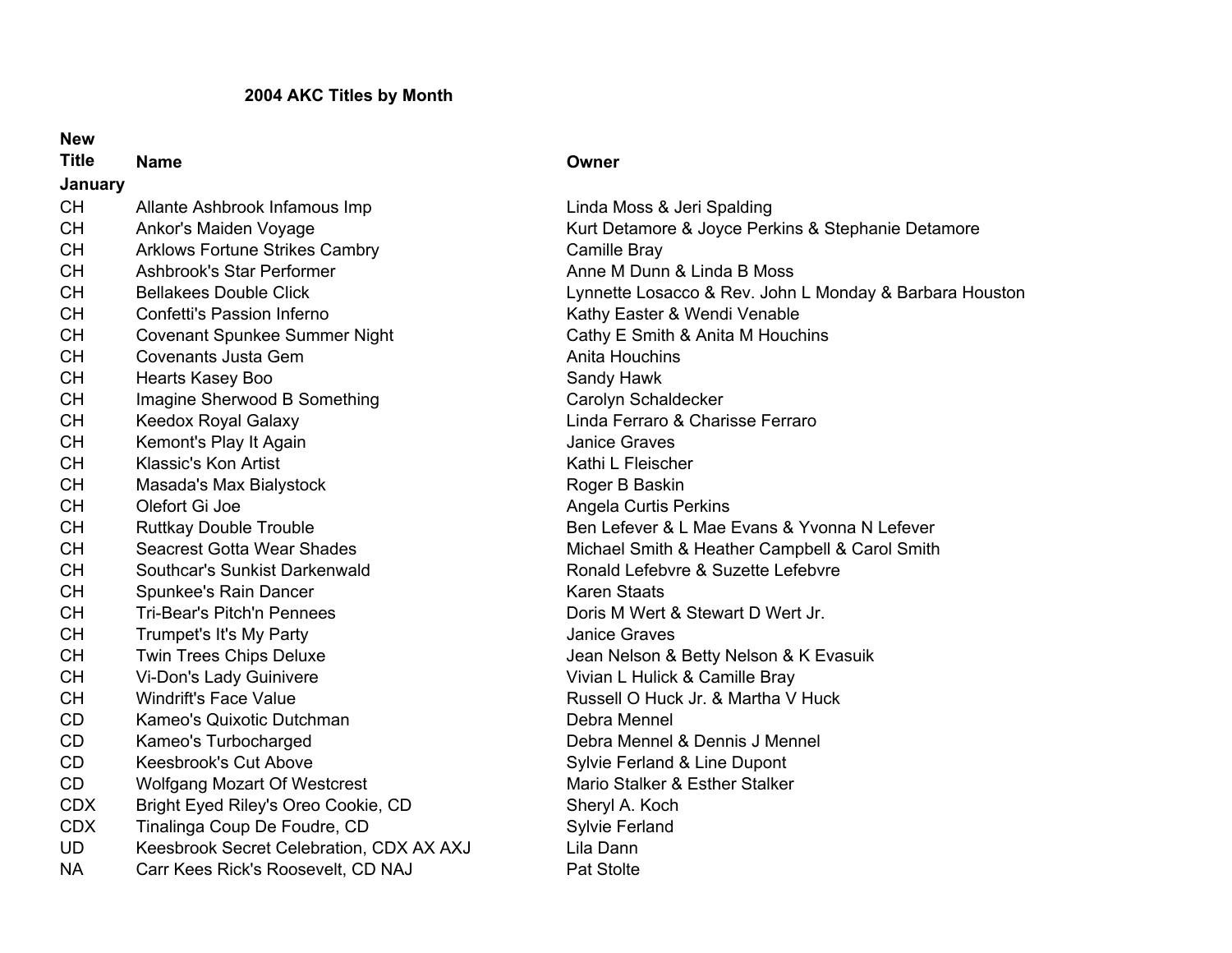# 2004 AKC Titles by Month

| New Title | Name | Owner |
| --- | --- | --- |
| **January** | | |
| CH | Allante Ashbrook Infamous Imp | Linda Moss & Jeri Spalding |
| CH | Ankor's Maiden Voyage | Kurt Detamore & Joyce Perkins & Stephanie Detamore |
| CH | Arklows Fortune Strikes Cambry | Camille Bray |
| CH | Ashbrook's Star Performer | Anne M Dunn & Linda B Moss |
| CH | Bellakees Double Click | Lynnette Losacco & Rev. John L Monday & Barbara Houston |
| CH | Confetti's Passion Inferno | Kathy Easter & Wendi Venable |
| CH | Covenant Spunkee Summer Night | Cathy E Smith & Anita M Houchins |
| CH | Covenants Justa Gem | Anita Houchins |
| CH | Hearts Kasey Boo | Sandy Hawk |
| CH | Imagine Sherwood B Something | Carolyn Schaldecker |
| CH | Keedox Royal Galaxy | Linda Ferraro & Charisse Ferraro |
| CH | Kemont's Play It Again | Janice Graves |
| CH | Klassic's Kon Artist | Kathi L Fleischer |
| CH | Masada's Max Bialystock | Roger B Baskin |
| CH | Olefort Gi Joe | Angela Curtis Perkins |
| CH | Ruttkay Double Trouble | Ben Lefever & L Mae Evans & Yvonna N Lefever |
| CH | Seacrest Gotta Wear Shades | Michael Smith & Heather Campbell & Carol Smith |
| CH | Southcar's Sunkist Darkenwald | Ronald Lefebvre & Suzette Lefebvre |
| CH | Spunkee's Rain Dancer | Karen Staats |
| CH | Tri-Bear's Pitch'n Pennees | Doris M Wert & Stewart D Wert Jr. |
| CH | Trumpet's It's My Party | Janice Graves |
| CH | Twin Trees Chips Deluxe | Jean Nelson & Betty Nelson & K Evasuik |
| CH | Vi-Don's Lady Guinivere | Vivian L Hulick & Camille Bray |
| CH | Windrift's Face Value | Russell O Huck Jr. & Martha V Huck |
| CD | Kameo's Quixotic Dutchman | Debra Mennel |
| CD | Kameo's Turbocharged | Debra Mennel & Dennis J Mennel |
| CD | Keesbrook's Cut Above | Sylvie Ferland & Line Dupont |
| CD | Wolfgang Mozart Of Westcrest | Mario Stalker & Esther Stalker |
| CDX | Bright Eyed Riley's Oreo Cookie, CD | Sheryl A. Koch |
| CDX | Tinalinga Coup De Foudre, CD | Sylvie Ferland |
| UD | Keesbrook Secret Celebration, CDX AX AXJ | Lila Dann |
| NA | Carr Kees Rick's Roosevelt, CD NAJ | Pat Stolte |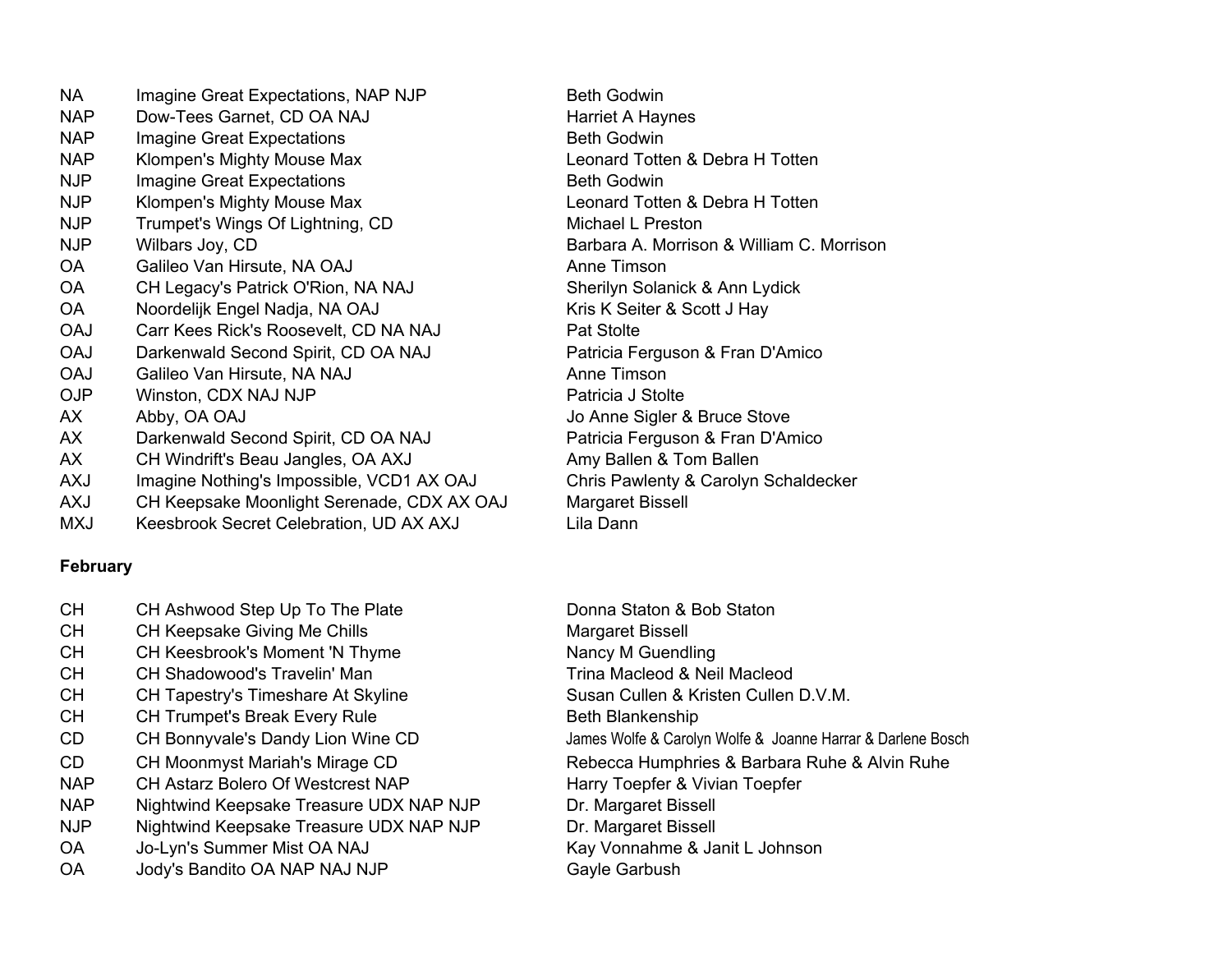| | | |
|---|---|---|
| NA | Imagine Great Expectations, NAP NJP | Beth Godwin |
| NAP | Dow-Tees Garnet, CD OA NAJ | Harriet A Haynes |
| NAP | Imagine Great Expectations | Beth Godwin |
| NAP | Klompen's Mighty Mouse Max | Leonard Totten & Debra H Totten |
| NJP | Imagine Great Expectations | Beth Godwin |
| NJP | Klompen's Mighty Mouse Max | Leonard Totten & Debra H Totten |
| NJP | Trumpet's Wings Of Lightning, CD | Michael L Preston |
| NJP | Wilbars Joy, CD | Barbara A. Morrison & William C. Morrison |
| OA | Galileo Van Hirsute, NA OAJ | Anne Timson |
| OA | CH Legacy's Patrick O'Rion, NA NAJ | Sherilyn Solanick & Ann Lydick |
| OA | Noordelijk Engel Nadja, NA OAJ | Kris K Seiter & Scott J Hay |
| OAJ | Carr Kees Rick's Roosevelt, CD NA NAJ | Pat Stolte |
| OAJ | Darkenwald Second Spirit, CD OA NAJ | Patricia Ferguson & Fran D'Amico |
| OAJ | Galileo Van Hirsute, NA NAJ | Anne Timson |
| OJP | Winston, CDX NAJ NJP | Patricia J Stolte |
| AX | Abby, OA OAJ | Jo Anne Sigler & Bruce Stove |
| AX | Darkenwald Second Spirit, CD OA NAJ | Patricia Ferguson & Fran D'Amico |
| AX | CH Windrift's Beau Jangles, OA AXJ | Amy Ballen & Tom Ballen |
| AXJ | Imagine Nothing's Impossible, VCD1 AX OAJ | Chris Pawlenty & Carolyn Schaldecker |
| AXJ | CH Keepsake Moonlight Serenade, CDX AX OAJ | Margaret Bissell |
| MXJ | Keesbrook Secret Celebration, UD AX AXJ | Lila Dann |

**February**

| | | |
|---|---|---|
| CH | CH Ashwood Step Up To The Plate | Donna Staton & Bob Staton |
| CH | CH Keepsake Giving Me Chills | Margaret Bissell |
| CH | CH Keesbrook's Moment 'N Thyme | Nancy M Guendling |
| CH | CH Shadowood's Travelin' Man | Trina Macleod & Neil Macleod |
| CH | CH Tapestry's Timeshare At Skyline | Susan Cullen & Kristen Cullen D.V.M. |
| CH | CH Trumpet's Break Every Rule | Beth Blankenship |
| CD | CH Bonnyvale's Dandy Lion Wine CD | James Wolfe & Carolyn Wolfe & Joanne Harrar & Darlene Bosch |
| CD | CH Moonmyst Mariah's Mirage CD | Rebecca Humphries & Barbara Ruhe & Alvin Ruhe |
| NAP | CH Astarz Bolero Of Westcrest NAP | Harry Toepfer & Vivian Toepfer |
| NAP | Nightwind Keepsake Treasure UDX NAP NJP | Dr. Margaret Bissell |
| NJP | Nightwind Keepsake Treasure UDX NAP NJP | Dr. Margaret Bissell |
| OA | Jo-Lyn's Summer Mist OA NAJ | Kay Vonnahme & Janit L Johnson |
| OA | Jody's Bandito OA NAP NAJ NJP | Gayle Garbush |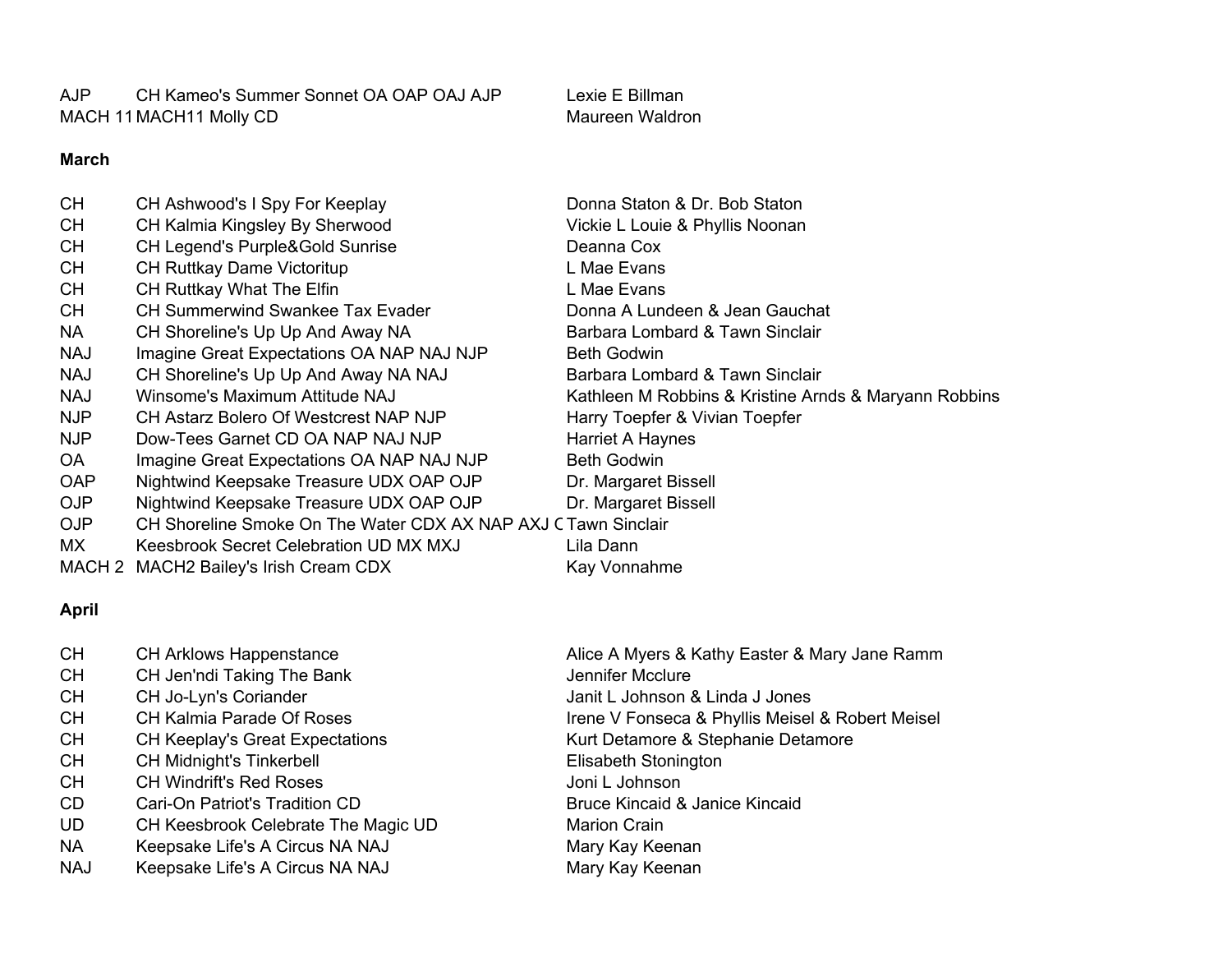| | | |
|---|---|---|
| AJP | CH Kameo's Summer Sonnet OA OAP OAJ AJP | Lexie E Billman |
| MACH 11 | MACH11 Molly CD | Maureen Waldron |

**March**

| | | |
|---|---|---|
| CH | CH Ashwood's I Spy For Keeplay | Donna Staton & Dr. Bob Staton |
| CH | CH Kalmia Kingsley By Sherwood | Vickie L Louie & Phyllis Noonan |
| CH | CH Legend's Purple&Gold Sunrise | Deanna Cox |
| CH | CH Ruttkay Dame Victoritup | L Mae Evans |
| CH | CH Ruttkay What The Elfin | L Mae Evans |
| CH | CH Summerwind Swankee Tax Evader | Donna A Lundeen & Jean Gauchat |
| NA | CH Shoreline's Up Up And Away NA | Barbara Lombard & Tawn Sinclair |
| NAJ | Imagine Great Expectations OA NAP NAJ NJP | Beth Godwin |
| NAJ | CH Shoreline's Up Up And Away NA NAJ | Barbara Lombard & Tawn Sinclair |
| NAJ | Winsome's Maximum Attitude NAJ | Kathleen M Robbins & Kristine Arnds & Maryann Robbins |
| NJP | CH Astarz Bolero Of Westcrest NAP NJP | Harry Toepfer & Vivian Toepfer |
| NJP | Dow-Tees Garnet CD OA NAP NAJ NJP | Harriet A Haynes |
| OA | Imagine Great Expectations OA NAP NAJ NJP | Beth Godwin |
| OAP | Nightwind Keepsake Treasure UDX OAP OJP | Dr. Margaret Bissell |
| OJP | Nightwind Keepsake Treasure UDX OAP OJP | Dr. Margaret Bissell |
| OJP | CH Shoreline Smoke On The Water CDX AX NAP AXJ C | Tawn Sinclair |
| MX | Keesbrook Secret Celebration UD MX MXJ | Lila Dann |
| MACH 2 | MACH2 Bailey's Irish Cream CDX | Kay Vonnahme |

**April**

| | | |
|---|---|---|
| CH | CH Arklows Happenstance | Alice A Myers & Kathy Easter & Mary Jane Ramm |
| CH | CH Jen'ndi Taking The Bank | Jennifer Mcclure |
| CH | CH Jo-Lyn's Coriander | Janit L Johnson & Linda J Jones |
| CH | CH Kalmia Parade Of Roses | Irene V Fonseca & Phyllis Meisel & Robert Meisel |
| CH | CH Keeplay's Great Expectations | Kurt Detamore & Stephanie Detamore |
| CH | CH Midnight's Tinkerbell | Elisabeth Stonington |
| CH | CH Windrift's Red Roses | Joni L Johnson |
| CD | Cari-On Patriot's Tradition CD | Bruce Kincaid & Janice Kincaid |
| UD | CH Keesbrook Celebrate The Magic UD | Marion Crain |
| NA | Keepsake Life's A Circus NA NAJ | Mary Kay Keenan |
| NAJ | Keepsake Life's A Circus NA NAJ | Mary Kay Keenan |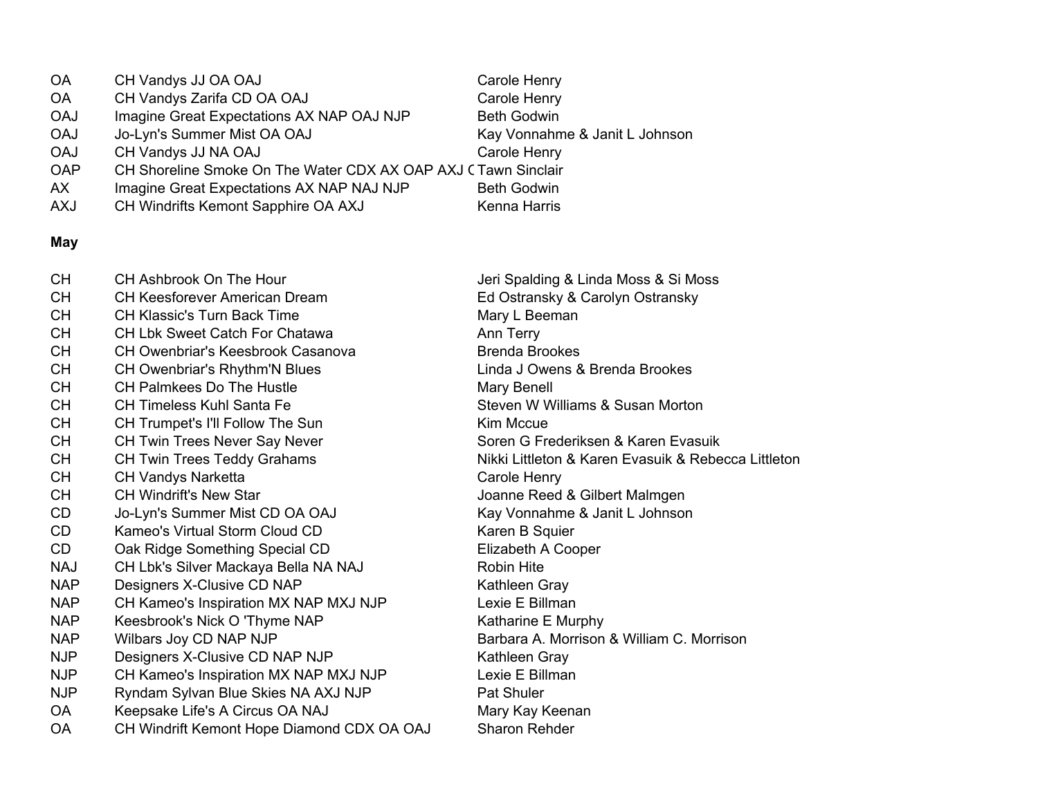| | | |
|---|---|---|
| OA | CH Vandys JJ OA OAJ | Carole Henry |
| OA | CH Vandys Zarifa CD OA OAJ | Carole Henry |
| OAJ | Imagine Great Expectations AX NAP OAJ NJP | Beth Godwin |
| OAJ | Jo-Lyn's Summer Mist OA OAJ | Kay Vonnahme & Janit L Johnson |
| OAJ | CH Vandys JJ NA OAJ | Carole Henry |
| OAP | CH Shoreline Smoke On The Water CDX AX OAP AXJ C | Tawn Sinclair |
| AX | Imagine Great Expectations AX NAP NAJ NJP | Beth Godwin |
| AXJ | CH Windrifts Kemont Sapphire OA AXJ | Kenna Harris |

**May**

| | | |
|---|---|---|
| CH | CH Ashbrook On The Hour | Jeri Spalding & Linda Moss & Si Moss |
| CH | CH Keesforever American Dream | Ed Ostransky & Carolyn Ostransky |
| CH | CH Klassic's Turn Back Time | Mary L Beeman |
| CH | CH Lbk Sweet Catch For Chatawa | Ann Terry |
| CH | CH Owenbriar's Keesbrook Casanova | Brenda Brookes |
| CH | CH Owenbriar's Rhythm'N Blues | Linda J Owens & Brenda Brookes |
| CH | CH Palmkees Do The Hustle | Mary Benell |
| CH | CH Timeless Kuhl Santa Fe | Steven W Williams & Susan Morton |
| CH | CH Trumpet's I'll Follow The Sun | Kim Mccue |
| CH | CH Twin Trees Never Say Never | Soren G Frederiksen & Karen Evasuik |
| CH | CH Twin Trees Teddy Grahams | Nikki Littleton & Karen Evasuik & Rebecca Littleton |
| CH | CH Vandys Narketta | Carole Henry |
| CH | CH Windrift's New Star | Joanne Reed & Gilbert Malmgen |
| CD | Jo-Lyn's Summer Mist CD OA OAJ | Kay Vonnahme & Janit L Johnson |
| CD | Kameo's Virtual Storm Cloud CD | Karen B Squier |
| CD | Oak Ridge Something Special CD | Elizabeth A Cooper |
| NAJ | CH Lbk's Silver Mackaya Bella NA NAJ | Robin Hite |
| NAP | Designers X-Clusive CD NAP | Kathleen Gray |
| NAP | CH Kameo's Inspiration MX NAP MXJ NJP | Lexie E Billman |
| NAP | Keesbrook's Nick O 'Thyme NAP | Katharine E Murphy |
| NAP | Wilbars Joy CD NAP NJP | Barbara A. Morrison & William C. Morrison |
| NJP | Designers X-Clusive CD NAP NJP | Kathleen Gray |
| NJP | CH Kameo's Inspiration MX NAP MXJ NJP | Lexie E Billman |
| NJP | Ryndam Sylvan Blue Skies NA AXJ NJP | Pat Shuler |
| OA | Keepsake Life's A Circus OA NAJ | Mary Kay Keenan |
| OA | CH Windrift Kemont Hope Diamond CDX OA OAJ | Sharon Rehder |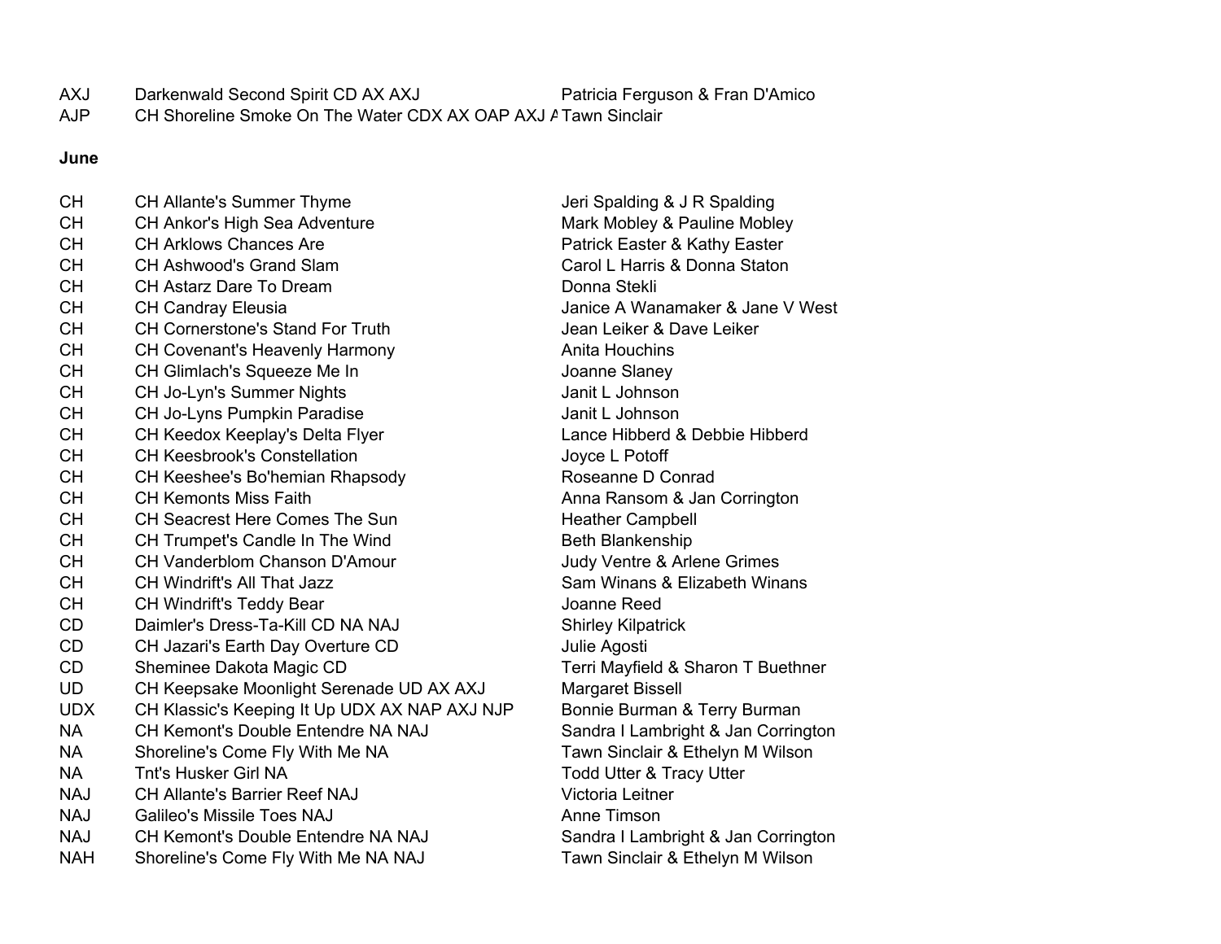| | | |
|---|---|---|
| AXJ | Darkenwald Second Spirit CD AX AXJ | Patricia Ferguson & Fran D'Amico |
| AJP | CH Shoreline Smoke On The Water CDX AX OAP AXJ A | Tawn Sinclair |

**June**

| | | |
|---|---|---|
| CH | CH Allante's Summer Thyme | Jeri Spalding & J R Spalding |
| CH | CH Ankor's High Sea Adventure | Mark Mobley & Pauline Mobley |
| CH | CH Arklows Chances Are | Patrick Easter & Kathy Easter |
| CH | CH Ashwood's Grand Slam | Carol L Harris & Donna Staton |
| CH | CH Astarz Dare To Dream | Donna Stekli |
| CH | CH Candray Eleusia | Janice A Wanamaker & Jane V West |
| CH | CH Cornerstone's Stand For Truth | Jean Leiker & Dave Leiker |
| CH | CH Covenant's Heavenly Harmony | Anita Houchins |
| CH | CH Glimlach's Squeeze Me In | Joanne Slaney |
| CH | CH Jo-Lyn's Summer Nights | Janit L Johnson |
| CH | CH Jo-Lyns Pumpkin Paradise | Janit L Johnson |
| CH | CH Keedox Keeplay's Delta Flyer | Lance Hibberd & Debbie Hibberd |
| CH | CH Keesbrook's Constellation | Joyce L Potoff |
| CH | CH Keeshee's Bo'hemian Rhapsody | Roseanne D Conrad |
| CH | CH Kemonts Miss Faith | Anna Ransom & Jan Corrington |
| CH | CH Seacrest Here Comes The Sun | Heather Campbell |
| CH | CH Trumpet's Candle In The Wind | Beth Blankenship |
| CH | CH Vanderblom Chanson D'Amour | Judy Ventre & Arlene Grimes |
| CH | CH Windrift's All That Jazz | Sam Winans & Elizabeth Winans |
| CH | CH Windrift's Teddy Bear | Joanne Reed |
| CD | Daimler's Dress-Ta-Kill CD NA NAJ | Shirley Kilpatrick |
| CD | CH Jazari's Earth Day Overture CD | Julie Agosti |
| CD | Sheminee Dakota Magic CD | Terri Mayfield & Sharon T Buethner |
| UD | CH Keepsake Moonlight Serenade UD AX AXJ | Margaret Bissell |
| UDX | CH Klassic's Keeping It Up UDX AX NAP AXJ NJP | Bonnie Burman & Terry Burman |
| NA | CH Kemont's Double Entendre NA NAJ | Sandra I Lambright & Jan Corrington |
| NA | Shoreline's Come Fly With Me NA | Tawn Sinclair & Ethelyn M Wilson |
| NA | Tnt's Husker Girl NA | Todd Utter & Tracy Utter |
| NAJ | CH Allante's Barrier Reef NAJ | Victoria Leitner |
| NAJ | Galileo's Missile Toes NAJ | Anne Timson |
| NAJ | CH Kemont's Double Entendre NA NAJ | Sandra I Lambright & Jan Corrington |
| NAH | Shoreline's Come Fly With Me NA NAJ | Tawn Sinclair & Ethelyn M Wilson |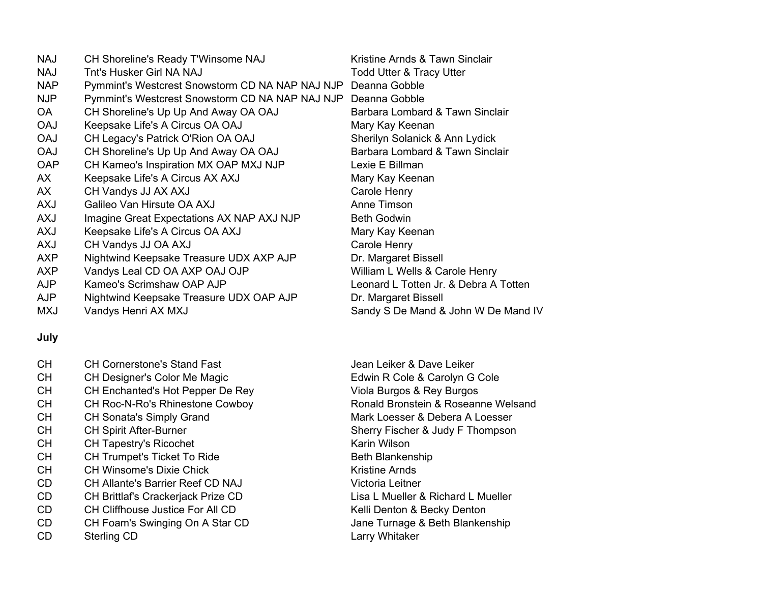| | | |
|---|---|---|
| NAJ | CH Shoreline's Ready T'Winsome NAJ | Kristine Arnds & Tawn Sinclair |
| NAJ | Tnt's Husker Girl NA NAJ | Todd Utter & Tracy Utter |
| NAP | Pymmint's Westcrest Snowstorm CD NA NAP NAJ NJP | Deanna Gobble |
| NJP | Pymmint's Westcrest Snowstorm CD NA NAP NAJ NJP | Deanna Gobble |
| OA | CH Shoreline's Up Up And Away OA OAJ | Barbara Lombard & Tawn Sinclair |
| OAJ | Keepsake Life's A Circus OA OAJ | Mary Kay Keenan |
| OAJ | CH Legacy's Patrick O'Rion OA OAJ | Sherilyn Solanick & Ann Lydick |
| OAJ | CH Shoreline's Up Up And Away OA OAJ | Barbara Lombard & Tawn Sinclair |
| OAP | CH Kameo's Inspiration MX OAP MXJ NJP | Lexie E Billman |
| AX | Keepsake Life's A Circus AX AXJ | Mary Kay Keenan |
| AX | CH Vandys JJ AX AXJ | Carole Henry |
| AXJ | Galileo Van Hirsute OA AXJ | Anne Timson |
| AXJ | Imagine Great Expectations AX NAP AXJ NJP | Beth Godwin |
| AXJ | Keepsake Life's A Circus OA AXJ | Mary Kay Keenan |
| AXJ | CH Vandys JJ OA AXJ | Carole Henry |
| AXP | Nightwind Keepsake Treasure UDX AXP AJP | Dr. Margaret Bissell |
| AXP | Vandys Leal CD OA AXP OAJ OJP | William L Wells & Carole Henry |
| AJP | Kameo's Scrimshaw OAP AJP | Leonard L Totten Jr. & Debra A Totten |
| AJP | Nightwind Keepsake Treasure UDX OAP AJP | Dr. Margaret Bissell |
| MXJ | Vandys Henri AX MXJ | Sandy S De Mand & John W De Mand IV |

**July**

| | | |
|---|---|---|
| CH | CH Cornerstone's Stand Fast | Jean Leiker & Dave Leiker |
| CH | CH Designer's Color Me Magic | Edwin R Cole & Carolyn G Cole |
| CH | CH Enchanted's Hot Pepper De Rey | Viola Burgos & Rey Burgos |
| CH | CH Roc-N-Ro's Rhinestone Cowboy | Ronald Bronstein & Roseanne Welsand |
| CH | CH Sonata's Simply Grand | Mark Loesser & Debera A Loesser |
| CH | CH Spirit After-Burner | Sherry Fischer & Judy F Thompson |
| CH | CH Tapestry's Ricochet | Karin Wilson |
| CH | CH Trumpet's Ticket To Ride | Beth Blankenship |
| CH | CH Winsome's Dixie Chick | Kristine Arnds |
| CD | CH Allante's Barrier Reef CD NAJ | Victoria Leitner |
| CD | CH Brittlaf's Crackerjack Prize CD | Lisa L Mueller & Richard L Mueller |
| CD | CH Cliffhouse Justice For All CD | Kelli Denton & Becky Denton |
| CD | CH Foam's Swinging On A Star CD | Jane Turnage & Beth Blankenship |
| CD | Sterling CD | Larry Whitaker |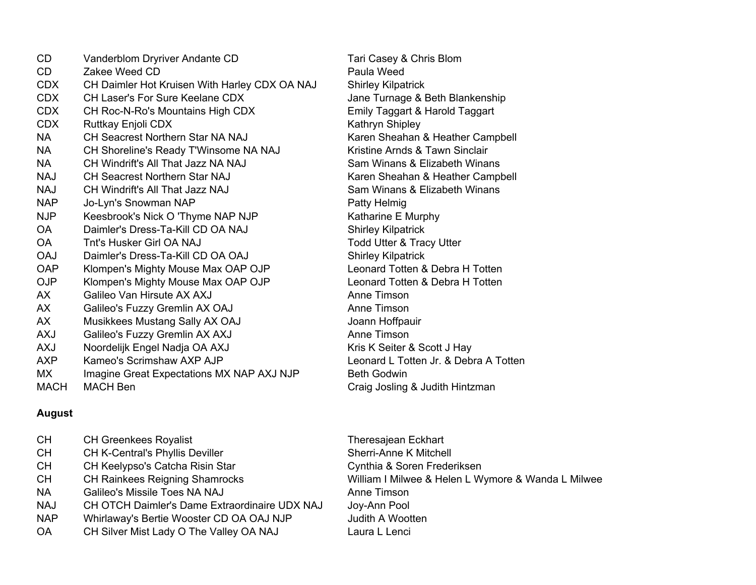| | | |
|---|---|---|
| CD | Vanderblom Dryriver Andante CD | Tari Casey & Chris Blom |
| CD | Zakee Weed CD | Paula Weed |
| CDX | CH Daimler Hot Kruisen With Harley CDX OA NAJ | Shirley Kilpatrick |
| CDX | CH Laser's For Sure Keelane CDX | Jane Turnage & Beth Blankenship |
| CDX | CH Roc-N-Ro's Mountains High CDX | Emily Taggart & Harold Taggart |
| CDX | Ruttkay Enjoli CDX | Kathryn Shipley |
| NA | CH Seacrest Northern Star NA NAJ | Karen Sheahan & Heather Campbell |
| NA | CH Shoreline's Ready T'Winsome NA NAJ | Kristine Arnds & Tawn Sinclair |
| NA | CH Windrift's All That Jazz NA NAJ | Sam Winans & Elizabeth Winans |
| NAJ | CH Seacrest Northern Star NAJ | Karen Sheahan & Heather Campbell |
| NAJ | CH Windrift's All That Jazz NAJ | Sam Winans & Elizabeth Winans |
| NAP | Jo-Lyn's Snowman NAP | Patty Helmig |
| NJP | Keesbrook's Nick O 'Thyme NAP NJP | Katharine E Murphy |
| OA | Daimler's Dress-Ta-Kill CD OA NAJ | Shirley Kilpatrick |
| OA | Tnt's Husker Girl OA NAJ | Todd Utter & Tracy Utter |
| OAJ | Daimler's Dress-Ta-Kill CD OA OAJ | Shirley Kilpatrick |
| OAP | Klompen's Mighty Mouse Max OAP OJP | Leonard Totten & Debra H Totten |
| OJP | Klompen's Mighty Mouse Max OAP OJP | Leonard Totten & Debra H Totten |
| AX | Galileo Van Hirsute AX AXJ | Anne Timson |
| AX | Galileo's Fuzzy Gremlin AX OAJ | Anne Timson |
| AX | Musikkees Mustang Sally AX OAJ | Joann Hoffpauir |
| AXJ | Galileo's Fuzzy Gremlin AX AXJ | Anne Timson |
| AXJ | Noordelijk Engel Nadja OA AXJ | Kris K Seiter & Scott J Hay |
| AXP | Kameo's Scrimshaw AXP AJP | Leonard L Totten Jr. & Debra A Totten |
| MX | Imagine Great Expectations MX NAP AXJ NJP | Beth Godwin |
| MACH | MACH Ben | Craig Josling & Judith Hintzman |

**August**

| | | |
|---|---|---|
| CH | CH Greenkees Royalist | Theresajean Eckhart |
| CH | CH K-Central's Phyllis Deviller | Sherri-Anne K Mitchell |
| CH | CH Keelypso's Catcha Risin Star | Cynthia & Soren Frederiksen |
| CH | CH Rainkees Reigning Shamrocks | William I Milwee & Helen L Wymore & Wanda L Milwee |
| NA | Galileo's Missile Toes NA NAJ | Anne Timson |
| NAJ | CH OTCH Daimler's Dame Extraordinaire UDX NAJ | Joy-Ann Pool |
| NAP | Whirlaway's Bertie Wooster CD OA OAJ NJP | Judith A Wootten |
| OA | CH Silver Mist Lady O The Valley OA NAJ | Laura L Lenci |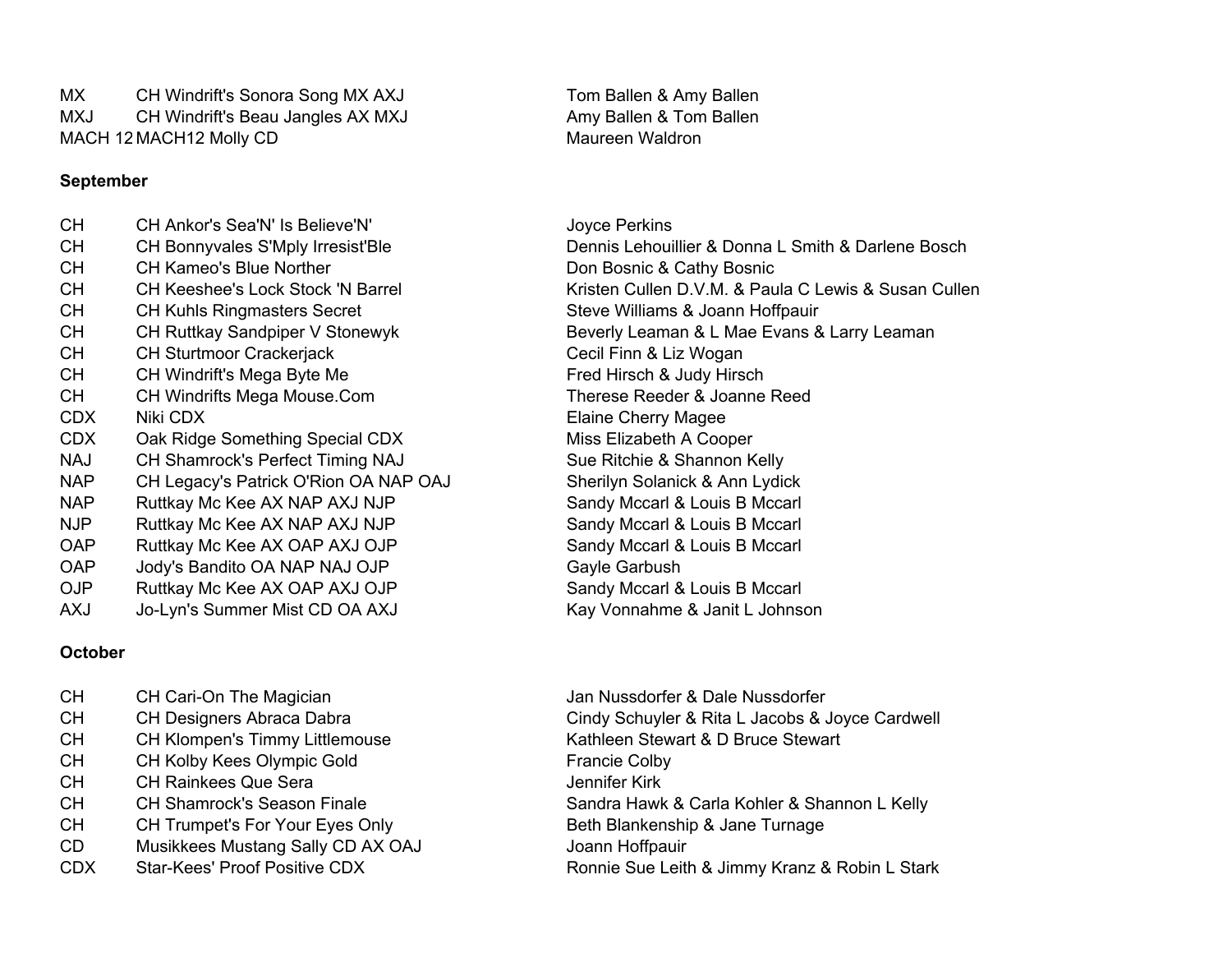| | | |
|---|---|---|
| MX | CH Windrift's Sonora Song MX AXJ | Tom Ballen & Amy Ballen |
| MXJ | CH Windrift's Beau Jangles AX MXJ | Amy Ballen & Tom Ballen |
| MACH 12 | MACH12 Molly CD | Maureen Waldron |

**September**

| | | |
|---|---|---|
| CH | CH Ankor's Sea'N' Is Believe'N' | Joyce Perkins |
| CH | CH Bonnyvales S'Mply Irresist'Ble | Dennis Lehouillier & Donna L Smith & Darlene Bosch |
| CH | CH Kameo's Blue Norther | Don Bosnic & Cathy Bosnic |
| CH | CH Keeshee's Lock Stock 'N Barrel | Kristen Cullen D.V.M. & Paula C Lewis & Susan Cullen |
| CH | CH Kuhls Ringmasters Secret | Steve Williams & Joann Hoffpauir |
| CH | CH Ruttkay Sandpiper V Stonewyk | Beverly Leaman & L Mae Evans & Larry Leaman |
| CH | CH Sturtmoor Crackerjack | Cecil Finn & Liz Wogan |
| CH | CH Windrift's Mega Byte Me | Fred Hirsch & Judy Hirsch |
| CH | CH Windrifts Mega Mouse.Com | Therese Reeder & Joanne Reed |
| CDX | Niki CDX | Elaine Cherry Magee |
| CDX | Oak Ridge Something Special CDX | Miss Elizabeth A Cooper |
| NAJ | CH Shamrock's Perfect Timing NAJ | Sue Ritchie & Shannon Kelly |
| NAP | CH Legacy's Patrick O'Rion OA NAP OAJ | Sherilyn Solanick & Ann Lydick |
| NAP | Ruttkay Mc Kee AX NAP AXJ NJP | Sandy Mccarl & Louis B Mccarl |
| NJP | Ruttkay Mc Kee AX NAP AXJ NJP | Sandy Mccarl & Louis B Mccarl |
| OAP | Ruttkay Mc Kee AX OAP AXJ OJP | Sandy Mccarl & Louis B Mccarl |
| OAP | Jody's Bandito OA NAP NAJ OJP | Gayle Garbush |
| OJP | Ruttkay Mc Kee AX OAP AXJ OJP | Sandy Mccarl & Louis B Mccarl |
| AXJ | Jo-Lyn's Summer Mist CD OA AXJ | Kay Vonnahme & Janit L Johnson |

**October**

| | | |
|---|---|---|
| CH | CH Cari-On The Magician | Jan Nussdorfer & Dale Nussdorfer |
| CH | CH Designers Abraca Dabra | Cindy Schuyler & Rita L Jacobs & Joyce Cardwell |
| CH | CH Klompen's Timmy Littlemouse | Kathleen Stewart & D Bruce Stewart |
| CH | CH Kolby Kees Olympic Gold | Francie Colby |
| CH | CH Rainkees Que Sera | Jennifer Kirk |
| CH | CH Shamrock's Season Finale | Sandra Hawk & Carla Kohler & Shannon L Kelly |
| CH | CH Trumpet's For Your Eyes Only | Beth Blankenship & Jane Turnage |
| CD | Musikkees Mustang Sally CD AX OAJ | Joann Hoffpauir |
| CDX | Star-Kees' Proof Positive CDX | Ronnie Sue Leith & Jimmy Kranz & Robin L Stark |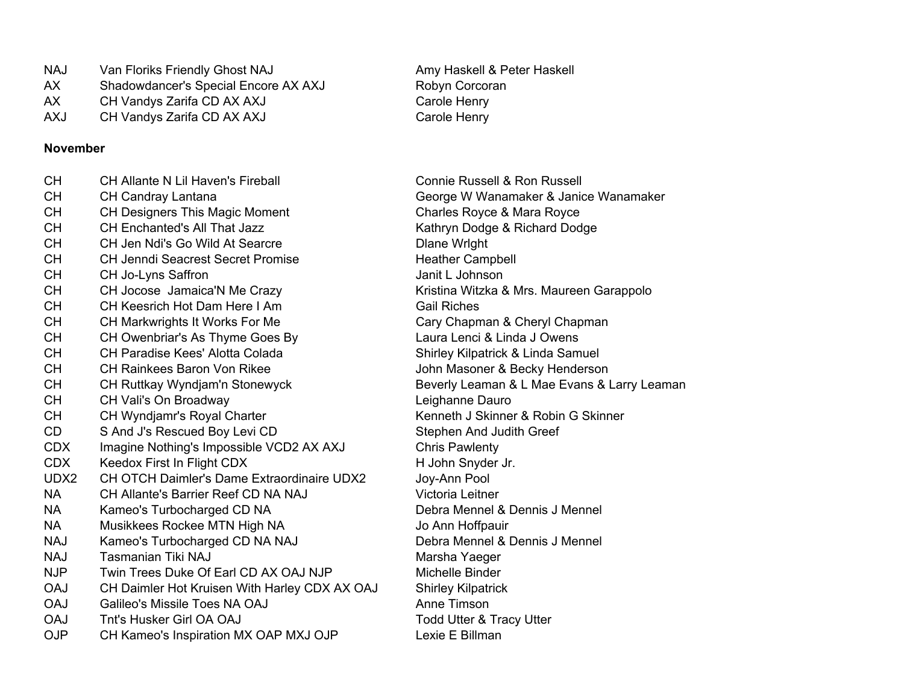| | | |
|---|---|---|
| NAJ | Van Floriks Friendly Ghost NAJ | Amy Haskell & Peter Haskell |
| AX | Shadowdancer's Special Encore AX AXJ | Robyn Corcoran |
| AX | CH Vandys Zarifa CD AX AXJ | Carole Henry |
| AXJ | CH Vandys Zarifa CD AX AXJ | Carole Henry |

**November**

| | | |
|---|---|---|
| CH | CH Allante N Lil Haven's Fireball | Connie Russell & Ron Russell |
| CH | CH Candray Lantana | George W Wanamaker & Janice Wanamaker |
| CH | CH Designers This Magic Moment | Charles Royce & Mara Royce |
| CH | CH Enchanted's All That Jazz | Kathryn Dodge & Richard Dodge |
| CH | CH Jen Ndi's Go Wild At Searcre | Dlane Wrlght |
| CH | CH Jenndi Seacrest Secret Promise | Heather Campbell |
| CH | CH Jo-Lyns Saffron | Janit L Johnson |
| CH | CH Jocose Jamaica'N Me Crazy | Kristina Witzka & Mrs. Maureen Garappolo |
| CH | CH Keesrich Hot Dam Here I Am | Gail Riches |
| CH | CH Markwrights It Works For Me | Cary Chapman & Cheryl Chapman |
| CH | CH Owenbriar's As Thyme Goes By | Laura Lenci & Linda J Owens |
| CH | CH Paradise Kees' Alotta Colada | Shirley Kilpatrick & Linda Samuel |
| CH | CH Rainkees Baron Von Rikee | John Masoner & Becky Henderson |
| CH | CH Ruttkay Wyndjam'n Stonewyck | Beverly Leaman & L Mae Evans & Larry Leaman |
| CH | CH Vali's On Broadway | Leighanne Dauro |
| CH | CH Wyndjamr's Royal Charter | Kenneth J Skinner & Robin G Skinner |
| CD | S And J's Rescued Boy Levi CD | Stephen And Judith Greef |
| CDX | Imagine Nothing's Impossible VCD2 AX AXJ | Chris Pawlenty |
| CDX | Keedox First In Flight CDX | H John Snyder Jr. |
| UDX2 | CH OTCH Daimler's Dame Extraordinaire UDX2 | Joy-Ann Pool |
| NA | CH Allante's Barrier Reef CD NA NAJ | Victoria Leitner |
| NA | Kameo's Turbocharged CD NA | Debra Mennel & Dennis J Mennel |
| NA | Musikkees Rockee MTN High NA | Jo Ann Hoffpauir |
| NAJ | Kameo's Turbocharged CD NA NAJ | Debra Mennel & Dennis J Mennel |
| NAJ | Tasmanian Tiki NAJ | Marsha Yaeger |
| NJP | Twin Trees Duke Of Earl CD AX OAJ NJP | Michelle Binder |
| OAJ | CH Daimler Hot Kruisen With Harley CDX AX OAJ | Shirley Kilpatrick |
| OAJ | Galileo's Missile Toes NA OAJ | Anne Timson |
| OAJ | Tnt's Husker Girl OA OAJ | Todd Utter & Tracy Utter |
| OJP | CH Kameo's Inspiration MX OAP MXJ OJP | Lexie E Billman |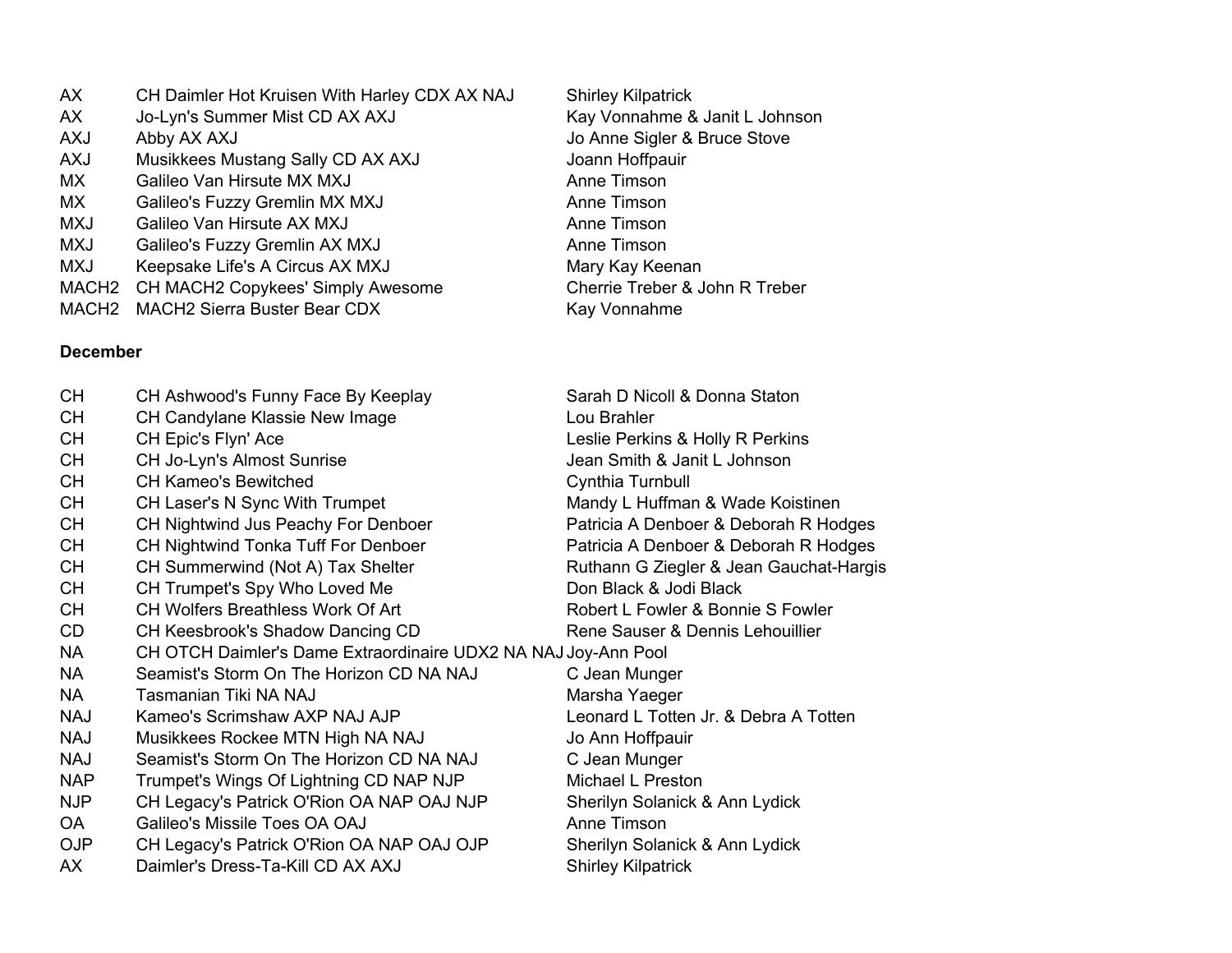| | | |
|---|---|---|
| AX | CH Daimler Hot Kruisen With Harley CDX AX NAJ | Shirley Kilpatrick |
| AX | Jo-Lyn's Summer Mist CD AX AXJ | Kay Vonnahme & Janit L Johnson |
| AXJ | Abby AX AXJ | Jo Anne Sigler & Bruce Stove |
| AXJ | Musikkees Mustang Sally CD AX AXJ | Joann Hoffpauir |
| MX | Galileo Van Hirsute MX MXJ | Anne Timson |
| MX | Galileo's Fuzzy Gremlin MX MXJ | Anne Timson |
| MXJ | Galileo Van Hirsute AX MXJ | Anne Timson |
| MXJ | Galileo's Fuzzy Gremlin AX MXJ | Anne Timson |
| MXJ | Keepsake Life's A Circus AX MXJ | Mary Kay Keenan |
| MACH2 | CH MACH2 Copykees' Simply Awesome | Cherrie Treber & John R Treber |
| MACH2 | MACH2 Sierra Buster Bear CDX | Kay Vonnahme |

**December**

| | | |
|---|---|---|
| CH | CH Ashwood's Funny Face By Keeplay | Sarah D Nicoll & Donna Staton |
| CH | CH Candylane Klassie New Image | Lou Brahler |
| CH | CH Epic's Flyn' Ace | Leslie Perkins & Holly R Perkins |
| CH | CH Jo-Lyn's Almost Sunrise | Jean Smith & Janit L Johnson |
| CH | CH Kameo's Bewitched | Cynthia Turnbull |
| CH | CH Laser's N Sync With Trumpet | Mandy L Huffman & Wade Koistinen |
| CH | CH Nightwind Jus Peachy For Denboer | Patricia A Denboer & Deborah R Hodges |
| CH | CH Nightwind Tonka Tuff For Denboer | Patricia A Denboer & Deborah R Hodges |
| CH | CH Summerwind (Not A) Tax Shelter | Ruthann G Ziegler & Jean Gauchat-Hargis |
| CH | CH Trumpet's Spy Who Loved Me | Don Black & Jodi Black |
| CH | CH Wolfers Breathless Work Of Art | Robert L Fowler & Bonnie S Fowler |
| CD | CH Keesbrook's Shadow Dancing CD | Rene Sauser & Dennis Lehouillier |
| NA | CH OTCH Daimler's Dame Extraordinaire UDX2 NA NAJ | Joy-Ann Pool |
| NA | Seamist's Storm On The Horizon CD NA NAJ | C Jean Munger |
| NA | Tasmanian Tiki NA NAJ | Marsha Yaeger |
| NAJ | Kameo's Scrimshaw AXP NAJ AJP | Leonard L Totten Jr. & Debra A Totten |
| NAJ | Musikkees Rockee MTN High NA NAJ | Jo Ann Hoffpauir |
| NAJ | Seamist's Storm On The Horizon CD NA NAJ | C Jean Munger |
| NAP | Trumpet's Wings Of Lightning CD NAP NJP | Michael L Preston |
| NJP | CH Legacy's Patrick O'Rion OA NAP OAJ NJP | Sherilyn Solanick & Ann Lydick |
| OA | Galileo's Missile Toes OA OAJ | Anne Timson |
| OJP | CH Legacy's Patrick O'Rion OA NAP OAJ OJP | Sherilyn Solanick & Ann Lydick |
| AX | Daimler's Dress-Ta-Kill CD AX AXJ | Shirley Kilpatrick |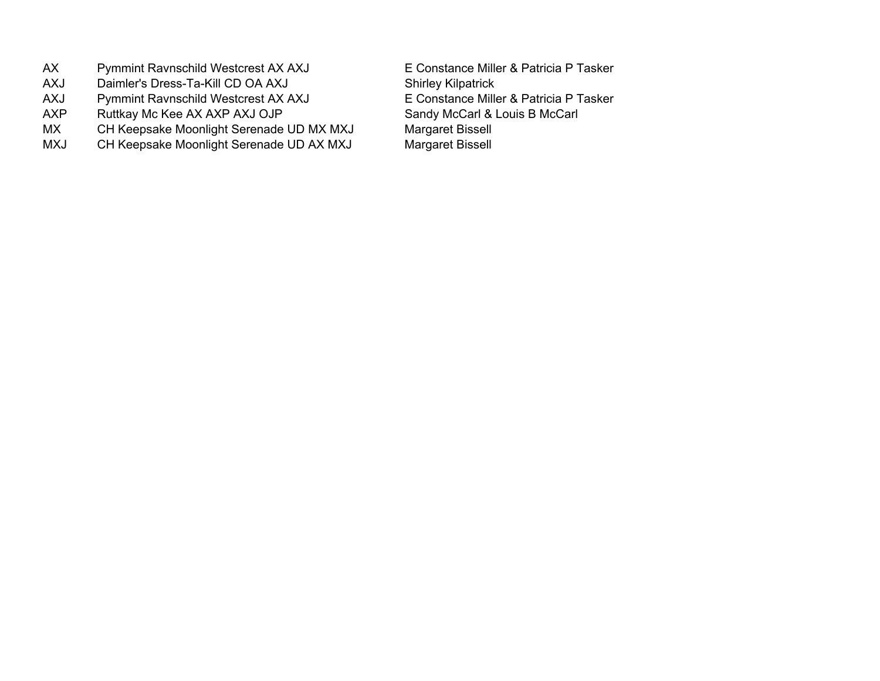| | | |
|---|---|---|
| AX | Pymmint Ravnschild Westcrest AX AXJ | E Constance Miller & Patricia P Tasker |
| AXJ | Daimler's Dress-Ta-Kill CD OA AXJ | Shirley Kilpatrick |
| AXJ | Pymmint Ravnschild Westcrest AX AXJ | E Constance Miller & Patricia P Tasker |
| AXP | Ruttkay Mc Kee AX AXP AXJ OJP | Sandy McCarl & Louis B McCarl |
| MX | CH Keepsake Moonlight Serenade UD MX MXJ | Margaret Bissell |
| MXJ | CH Keepsake Moonlight Serenade UD AX MXJ | Margaret Bissell |